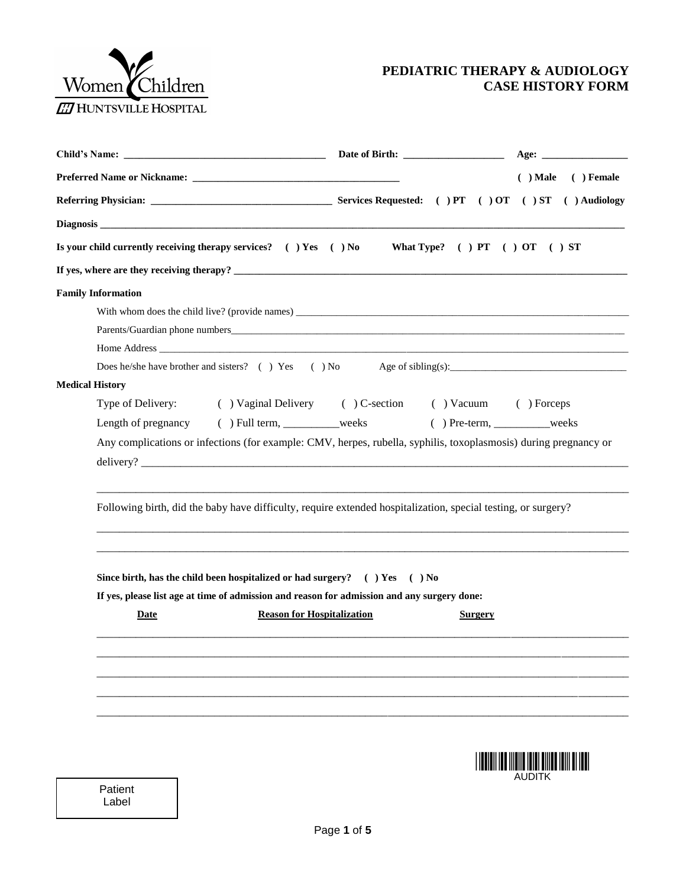Women Children
HUNTSVILLE HOSPITAL

# PEDIATRIC THERAPY & AUDIOLOGY CASE HISTORY FORM

**Child's Name:** ______________________________________ **Date of Birth:** ___________________ **Age:** ________________

**Preferred Name or Nickname:** ________________________________________ **( ) Male ( ) Female**

**Referring Physician:** __________________________________ **Services Requested: ( ) PT ( ) OT ( ) ST ( ) Audiology**

**Diagnosis** ________________________________________________________________________________________________

**Is your child currently receiving therapy services? ( ) Yes ( ) No What Type? ( ) PT ( ) OT ( ) ST**

**If yes, where are they receiving therapy?** ________________________________________________________________________

**Family Information**

With whom does the child live? (provide names) ______________________________________________________________

Parents/Guardian phone numbers_______________________________________________________________________

Home Address ______________________________________________________________________________________

Does he/she have brother and sisters? ( ) Yes ( ) No Age of sibling(s):__________________________________

**Medical History**

Type of Delivery: ( ) Vaginal Delivery ( ) C-section ( ) Vacuum ( ) Forceps

Length of pregnancy ( ) Full term, __________weeks ( ) Pre-term, __________weeks

Any complications or infections (for example: CMV, herpes, rubella, syphilis, toxoplasmosis) during pregnancy or delivery? ___________________________________________________________________________________________

_____________________________________________________________________________________________________

Following birth, did the baby have difficulty, require extended hospitalization, special testing, or surgery?

_____________________________________________________________________________________________________

_____________________________________________________________________________________________________

**Since birth, has the child been hospitalized or had surgery? ( ) Yes ( ) No**

**If yes, please list age at time of admission and reason for admission and any surgery done:**

| Date | Reason for Hospitalization | Surgery |
|---|---|---|
| | | |
| | | |
| | | |
| | | |
| | | |

AUDITK

Patient Label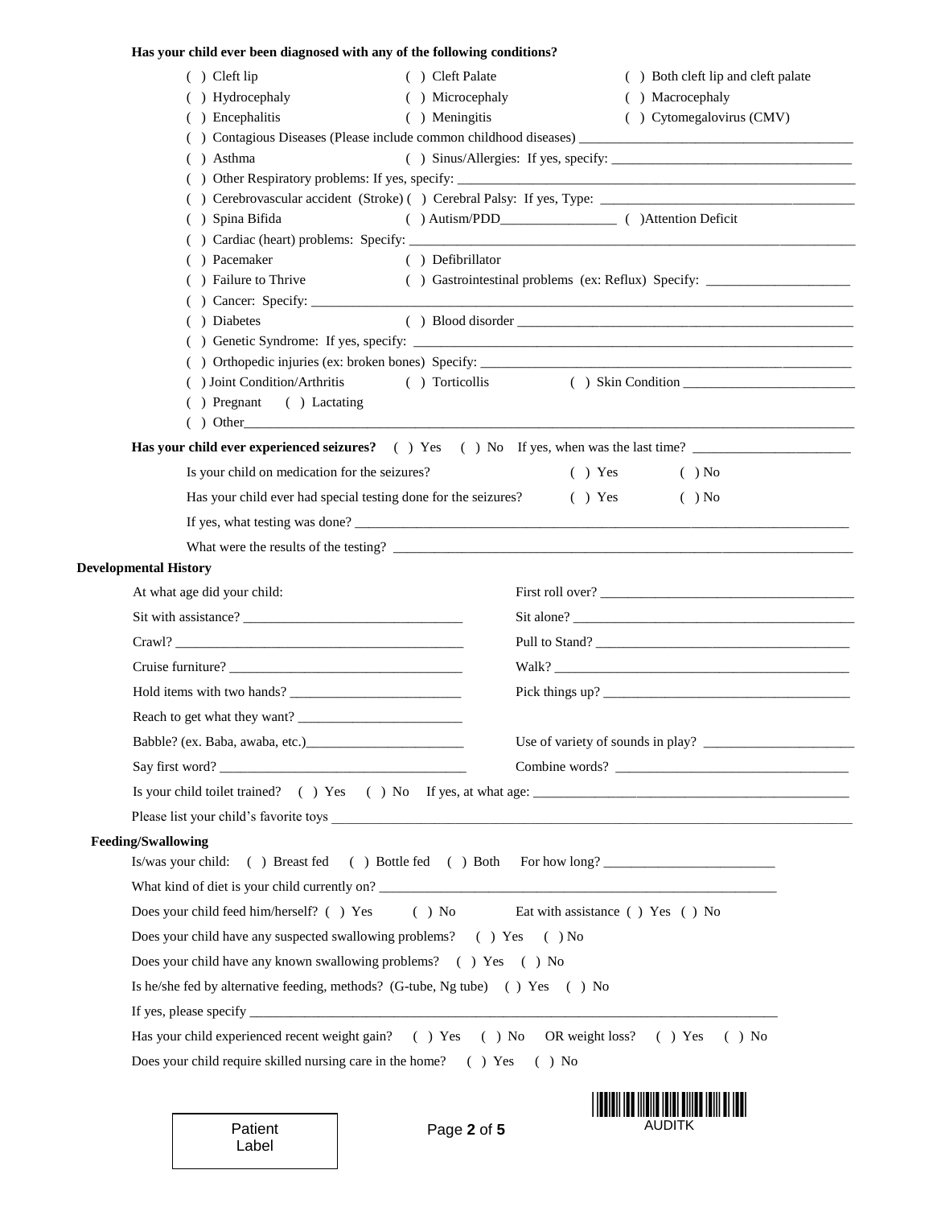**Has your child ever been diagnosed with any of the following conditions?**

( ) Cleft lip ( ) Cleft Palate ( ) Both cleft lip and cleft palate
( ) Hydrocephaly ( ) Microcephaly ( ) Macrocephaly
( ) Encephalitis ( ) Meningitis ( ) Cytomegalovirus (CMV)
( ) Contagious Diseases (Please include common childhood diseases) ____________________
( ) Asthma ( ) Sinus/Allergies: If yes, specify: ____________________
( ) Other Respiratory problems: If yes, specify: ____________________
( ) Cerebrovascular accident (Stroke) ( ) Cerebral Palsy: If yes, Type: ____________________
( ) Spina Bifida ( ) Autism/PDD________________ ( )Attention Deficit
( ) Cardiac (heart) problems: Specify: ____________________
( ) Pacemaker ( ) Defibrillator
( ) Failure to Thrive ( ) Gastrointestinal problems (ex: Reflux) Specify: ____________________
( ) Cancer: Specify: ____________________
( ) Diabetes ( ) Blood disorder ____________________
( ) Genetic Syndrome: If yes, specify: ____________________
( ) Orthopedic injuries (ex: broken bones) Specify: ____________________
( ) Joint Condition/Arthritis ( ) Torticollis ( ) Skin Condition ____________________
( ) Pregnant ( ) Lactating
( ) Other____________________

**Has your child ever experienced seizures?** ( ) Yes ( ) No If yes, when was the last time? ____________________

Is your child on medication for the seizures? ( ) Yes ( ) No

Has your child ever had special testing done for the seizures? ( ) Yes ( ) No

If yes, what testing was done? ____________________

What were the results of the testing? ____________________

**Developmental History**

At what age did your child:

First roll over? ____________________

Sit with assistance? ____________________

Sit alone? ____________________

Crawl? ____________________

Pull to Stand? ____________________

Cruise furniture? ____________________

Walk? ____________________

Hold items with two hands? ____________________

Pick things up? ____________________

Reach to get what they want? ____________________

Babble? (ex. Baba, awaba, etc.)____________________

Use of variety of sounds in play? ____________________

Say first word? ____________________

Combine words? ____________________

Is your child toilet trained? ( ) Yes ( ) No If yes, at what age: ____________________

Please list your child's favorite toys ____________________

**Feeding/Swallowing**

Is/was your child: ( ) Breast fed ( ) Bottle fed ( ) Both For how long? ____________________

What kind of diet is your child currently on? ____________________

Does your child feed him/herself? ( ) Yes ( ) No Eat with assistance ( ) Yes ( ) No

Does your child have any suspected swallowing problems? ( ) Yes ( ) No

Does your child have any known swallowing problems? ( ) Yes ( ) No

Is he/she fed by alternative feeding, methods? (G-tube, Ng tube) ( ) Yes ( ) No

If yes, please specify ____________________

Has your child experienced recent weight gain? ( ) Yes ( ) No OR weight loss? ( ) Yes ( ) No

Does your child require skilled nursing care in the home? ( ) Yes ( ) No

Patient Label

AUDITK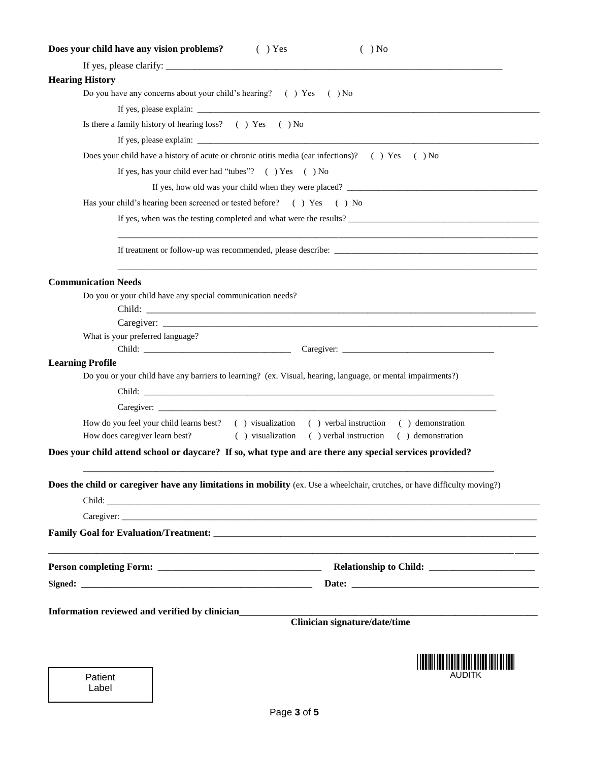**Does your child have any vision problems?** ( ) Yes ( ) No

If yes, please clarify: ___________________________________________________________________________

**Hearing History**

Do you have any concerns about your child's hearing? ( ) Yes ( ) No

If yes, please explain: ___________________________________________________________________________

Is there a family history of hearing loss? ( ) Yes ( ) No

If yes, please explain: ___________________________________________________________________________

Does your child have a history of acute or chronic otitis media (ear infections)? ( ) Yes ( ) No

If yes, has your child ever had "tubes"? ( ) Yes ( ) No

If yes, how old was your child when they were placed? ___________________________________________

Has your child's hearing been screened or tested before? ( ) Yes ( ) No

If yes, when was the testing completed and what were the results? ___________________________________________

___________________________________________________________________________

If treatment or follow-up was recommended, please describe: ___________________________________________

___________________________________________________________________________

**Communication Needs**

Do you or your child have any special communication needs?

Child: ___________________________________________________________________________

Caregiver: ___________________________________________________________________________

What is your preferred language?

Child: ___________________________ Caregiver: ___________________________

**Learning Profile**

Do you or your child have any barriers to learning? (ex. Visual, hearing, language, or mental impairments?)

Child: ___________________________________________________________________________

Caregiver: ___________________________________________________________________________

How do you feel your child learns best? ( ) visualization ( ) verbal instruction ( ) demonstration

How does caregiver learn best? ( ) visualization ( ) verbal instruction ( ) demonstration

**Does your child attend school or daycare? If so, what type and are there any special services provided?**

___________________________________________________________________________

**Does the child or caregiver have any limitations in mobility** (ex. Use a wheelchair, crutches, or have difficulty moving?)

Child: ___________________________________________________________________________

Caregiver: ___________________________________________________________________________

**Family Goal for Evaluation/Treatment: ___________________________________________________________________________**

___________________________________________________________________________

**Person completing Form: ___________________________ Relationship to Child: ___________________**

**Signed: ___________________________________________ Date: ___________________________________**

**Information reviewed and verified by clinician___________________________________________________**

**Clinician signature/date/time**

AUDITK

Patient Label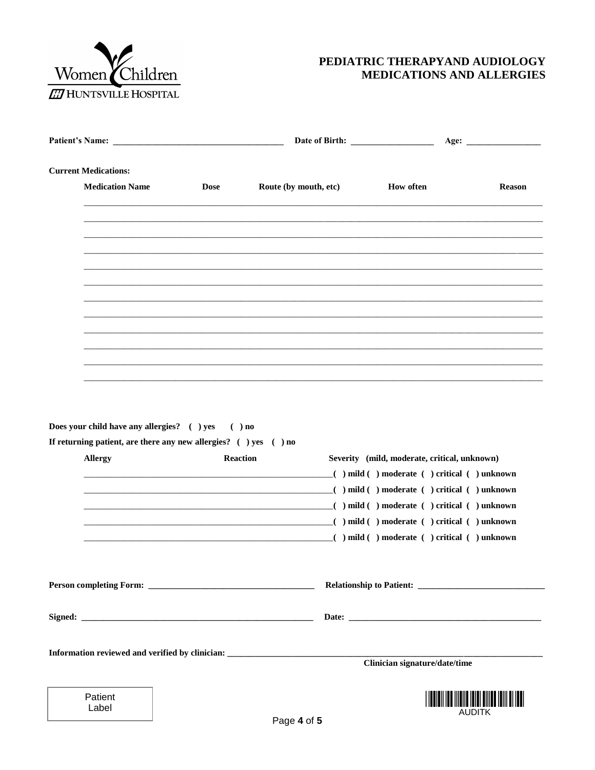Women Children
HUNTSVILLE HOSPITAL

# PEDIATRIC THERAPYAND AUDIOLOGY MEDICATIONS AND ALLERGIES

**Patient's Name:** ______________________ **Date of Birth:** ______________ **Age:** ____________

**Current Medications:**

| Medication Name | Dose | Route (by mouth, etc) | How often | Reason |
|---|---|---|---|---|
| | | | | |
| | | | | |
| | | | | |
| | | | | |
| | | | | |
| | | | | |
| | | | | |
| | | | | |
| | | | | |
| | | | | |
| | | | | |
| | | | | |

**Does your child have any allergies? ( ) yes ( ) no**

**If returning patient, are there any new allergies? ( ) yes ( ) no**

| Allergy | Reaction | Severity (mild, moderate, critical, unknown) |
|---|---|---|
| | | ( ) mild ( ) moderate ( ) critical ( ) unknown |
| | | ( ) mild ( ) moderate ( ) critical ( ) unknown |
| | | ( ) mild ( ) moderate ( ) critical ( ) unknown |
| | | ( ) mild ( ) moderate ( ) critical ( ) unknown |
| | | ( ) mild ( ) moderate ( ) critical ( ) unknown |

**Person completing Form:** ______________________ **Relationship to Patient:** ______________________

**Signed:** ______________________ **Date:** ______________________

**Information reviewed and verified by clinician:** ______________________

**Clinician signature/date/time**

Patient Label

AUDITK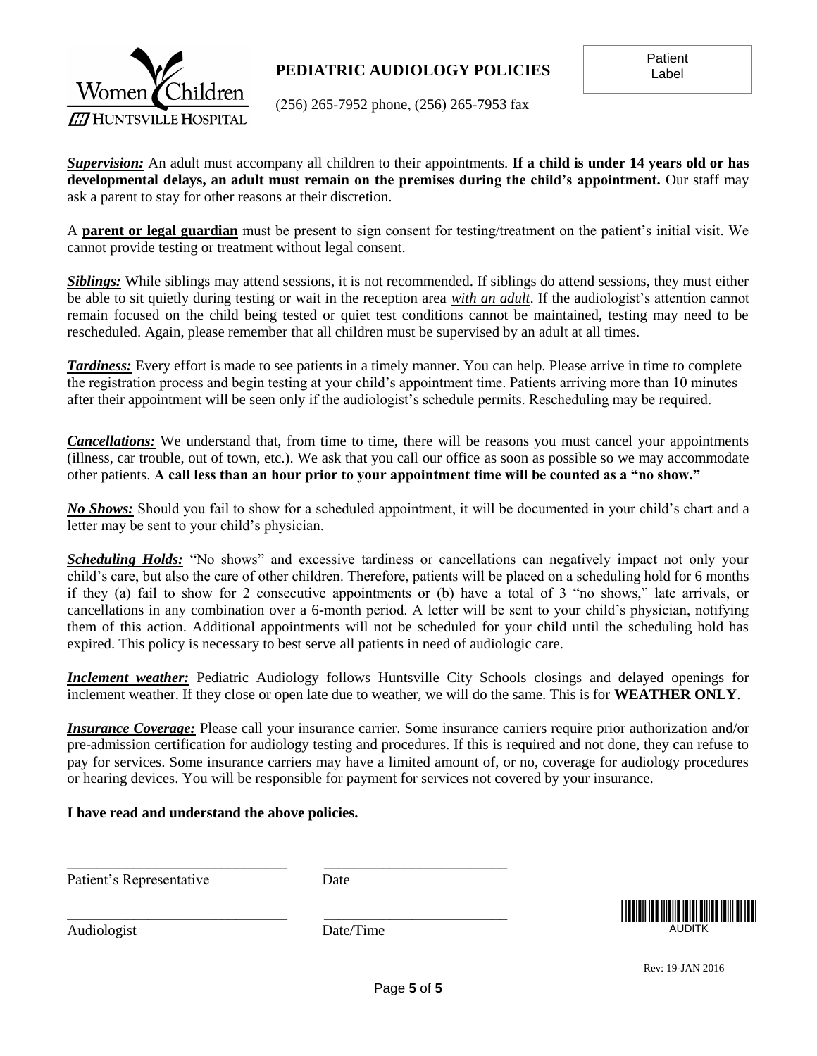Women Children
HUNTSVILLE HOSPITAL

# PEDIATRIC AUDIOLOGY POLICIES

(256) 265-7952 phone, (256) 265-7953 fax

Patient Label

***Supervision:*** An adult must accompany all children to their appointments. **If a child is under 14 years old or has developmental delays, an adult must remain on the premises during the child's appointment.** Our staff may ask a parent to stay for other reasons at their discretion.

A **parent or legal guardian** must be present to sign consent for testing/treatment on the patient's initial visit. We cannot provide testing or treatment without legal consent.

***Siblings:*** While siblings may attend sessions, it is not recommended. If siblings do attend sessions, they must either be able to sit quietly during testing or wait in the reception area *with an adult*. If the audiologist's attention cannot remain focused on the child being tested or quiet test conditions cannot be maintained, testing may need to be rescheduled. Again, please remember that all children must be supervised by an adult at all times.

***Tardiness:*** Every effort is made to see patients in a timely manner. You can help. Please arrive in time to complete the registration process and begin testing at your child's appointment time. Patients arriving more than 10 minutes after their appointment will be seen only if the audiologist's schedule permits. Rescheduling may be required.

***Cancellations:*** We understand that, from time to time, there will be reasons you must cancel your appointments (illness, car trouble, out of town, etc.). We ask that you call our office as soon as possible so we may accommodate other patients. **A call less than an hour prior to your appointment time will be counted as a "no show."**

***No Shows:*** Should you fail to show for a scheduled appointment, it will be documented in your child's chart and a letter may be sent to your child's physician.

***Scheduling Holds:*** "No shows" and excessive tardiness or cancellations can negatively impact not only your child's care, but also the care of other children. Therefore, patients will be placed on a scheduling hold for 6 months if they (a) fail to show for 2 consecutive appointments or (b) have a total of 3 "no shows," late arrivals, or cancellations in any combination over a 6-month period. A letter will be sent to your child's physician, notifying them of this action. Additional appointments will not be scheduled for your child until the scheduling hold has expired. This policy is necessary to best serve all patients in need of audiologic care.

***Inclement weather:*** Pediatric Audiology follows Huntsville City Schools closings and delayed openings for inclement weather. If they close or open late due to weather, we will do the same. This is for **WEATHER ONLY**.

***Insurance Coverage:*** Please call your insurance carrier. Some insurance carriers require prior authorization and/or pre-admission certification for audiology testing and procedures. If this is required and not done, they can refuse to pay for services. Some insurance carriers may have a limited amount of, or no, coverage for audiology procedures or hearing devices. You will be responsible for payment for services not covered by your insurance.

**I have read and understand the above policies.**

______________________________ ________________________
Patient's Representative Date

______________________________ ________________________
Audiologist Date/Time

AUDITK

Rev: 19-JAN 2016